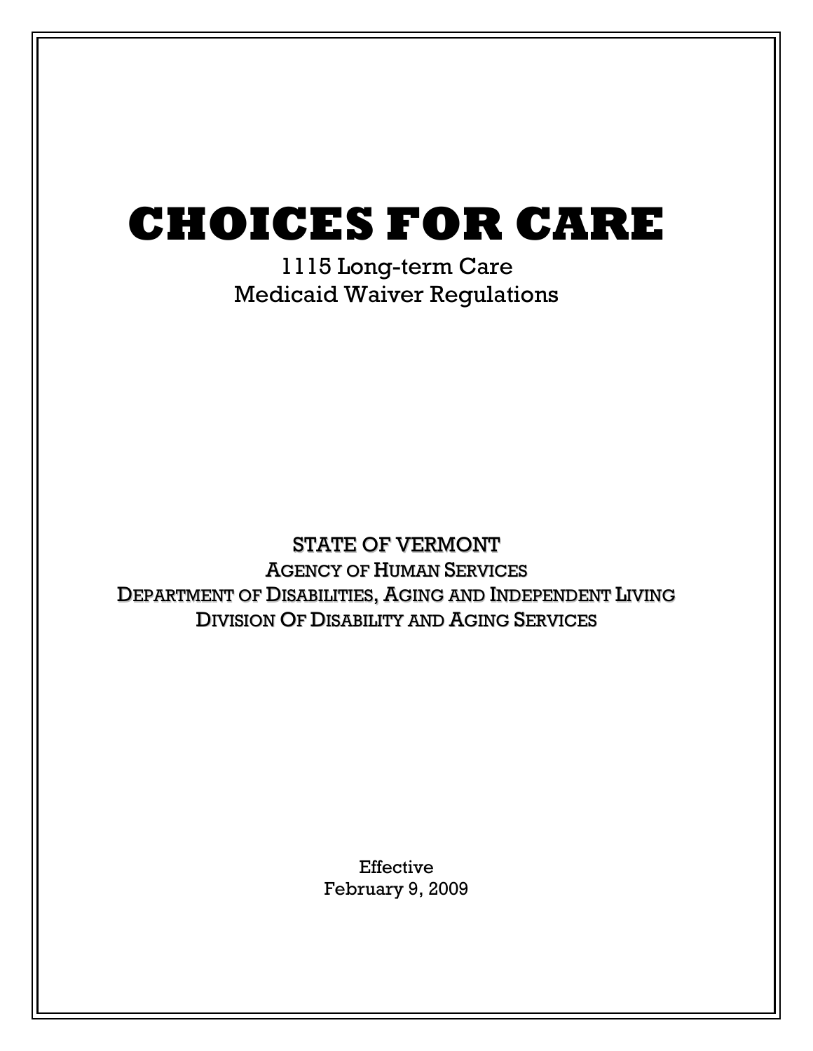# CHOICES FOR CARE

1115 Long-term Care
Medicaid Waiver Regulations

STATE OF VERMONT
AGENCY OF HUMAN SERVICES
DEPARTMENT OF DISABILITIES, AGING AND INDEPENDENT LIVING
DIVISION OF DISABILITY AND AGING SERVICES

Effective
February 9, 2009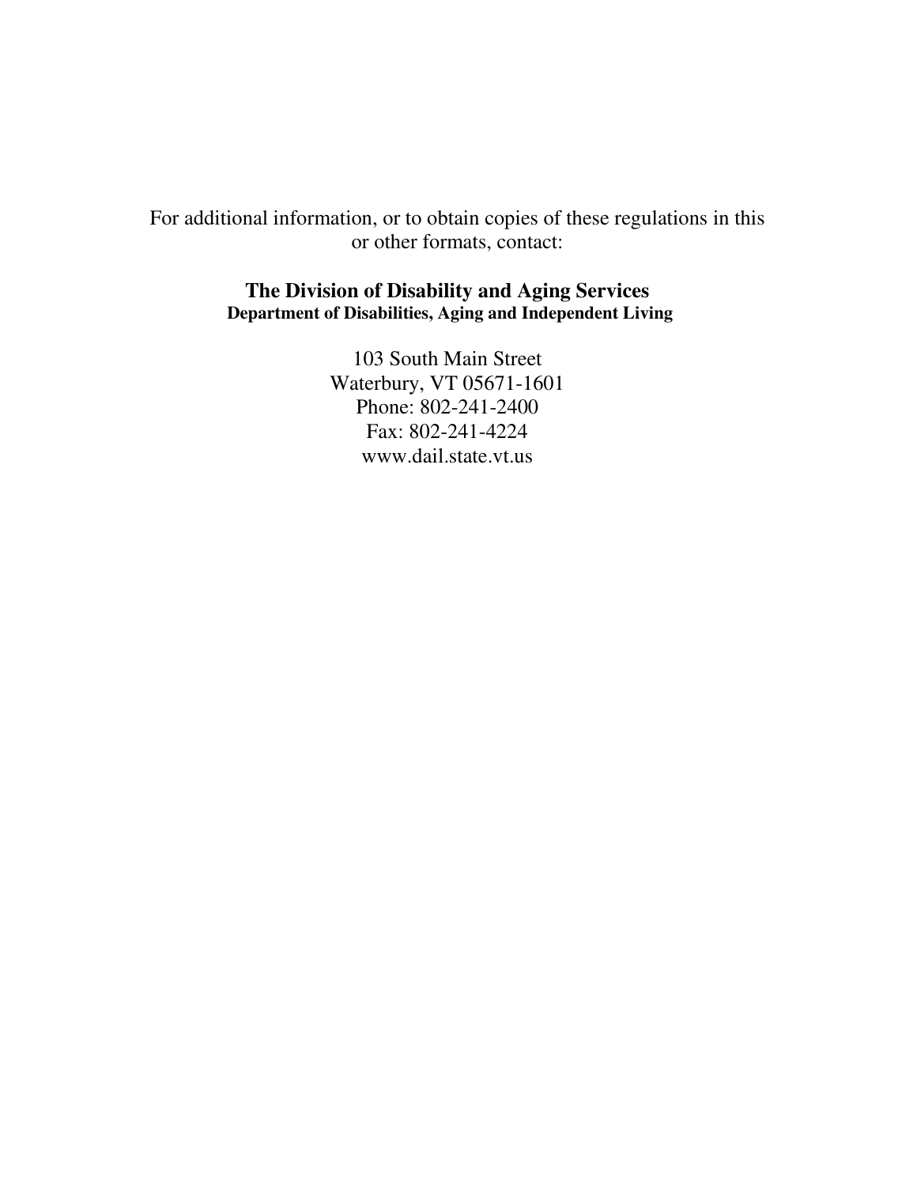For additional information, or to obtain copies of these regulations in this or other formats, contact:

**The Division of Disability and Aging Services**
**Department of Disabilities, Aging and Independent Living**

103 South Main Street
Waterbury, VT 05671-1601
Phone: 802-241-2400
Fax: 802-241-4224
www.dail.state.vt.us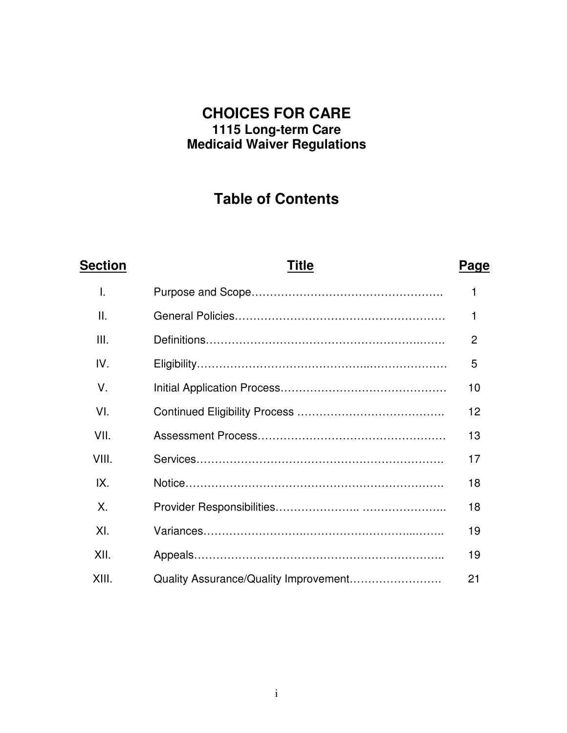# CHOICES FOR CARE

## 1115 Long-term Care Medicaid Waiver Regulations

## Table of Contents

| Section | Title | Page |
|---|---|---|
| I. | Purpose and Scope | 1 |
| II. | General Policies | 1 |
| III. | Definitions | 2 |
| IV. | Eligibility | 5 |
| V. | Initial Application Process | 10 |
| VI. | Continued Eligibility Process | 12 |
| VII. | Assessment Process | 13 |
| VIII. | Services | 17 |
| IX. | Notice | 18 |
| X. | Provider Responsibilities | 18 |
| XI. | Variances | 19 |
| XII. | Appeals | 19 |
| XIII. | Quality Assurance/Quality Improvement | 21 |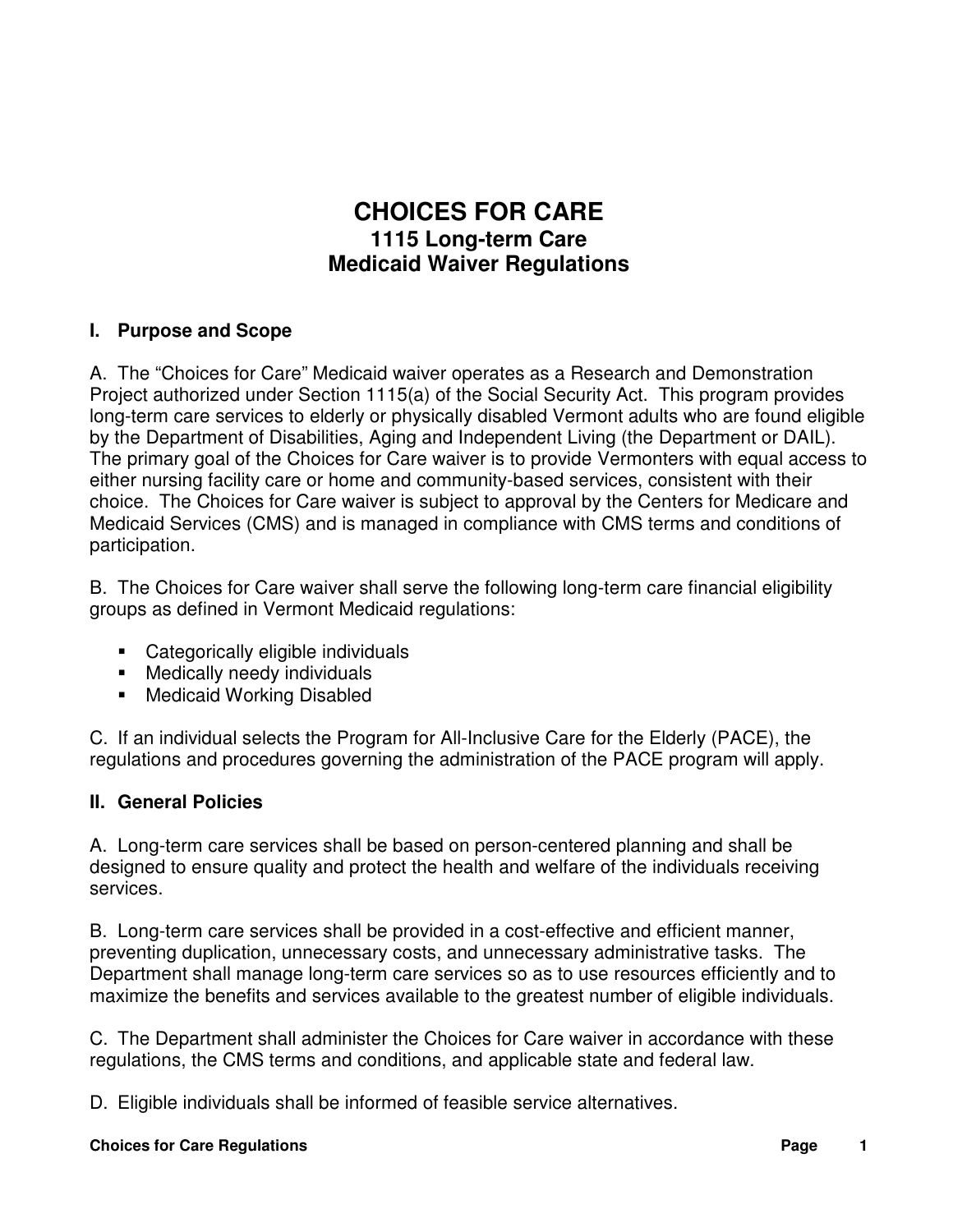# CHOICES FOR CARE

## 1115 Long-term Care
## Medicaid Waiver Regulations

### I. Purpose and Scope

A. The "Choices for Care" Medicaid waiver operates as a Research and Demonstration Project authorized under Section 1115(a) of the Social Security Act. This program provides long-term care services to elderly or physically disabled Vermont adults who are found eligible by the Department of Disabilities, Aging and Independent Living (the Department or DAIL). The primary goal of the Choices for Care waiver is to provide Vermonters with equal access to either nursing facility care or home and community-based services, consistent with their choice. The Choices for Care waiver is subject to approval by the Centers for Medicare and Medicaid Services (CMS) and is managed in compliance with CMS terms and conditions of participation.

B. The Choices for Care waiver shall serve the following long-term care financial eligibility groups as defined in Vermont Medicaid regulations:

- Categorically eligible individuals
- Medically needy individuals
- Medicaid Working Disabled

C. If an individual selects the Program for All-Inclusive Care for the Elderly (PACE), the regulations and procedures governing the administration of the PACE program will apply.

### II. General Policies

A. Long-term care services shall be based on person-centered planning and shall be designed to ensure quality and protect the health and welfare of the individuals receiving services.

B. Long-term care services shall be provided in a cost-effective and efficient manner, preventing duplication, unnecessary costs, and unnecessary administrative tasks. The Department shall manage long-term care services so as to use resources efficiently and to maximize the benefits and services available to the greatest number of eligible individuals.

C. The Department shall administer the Choices for Care waiver in accordance with these regulations, the CMS terms and conditions, and applicable state and federal law.

D. Eligible individuals shall be informed of feasible service alternatives.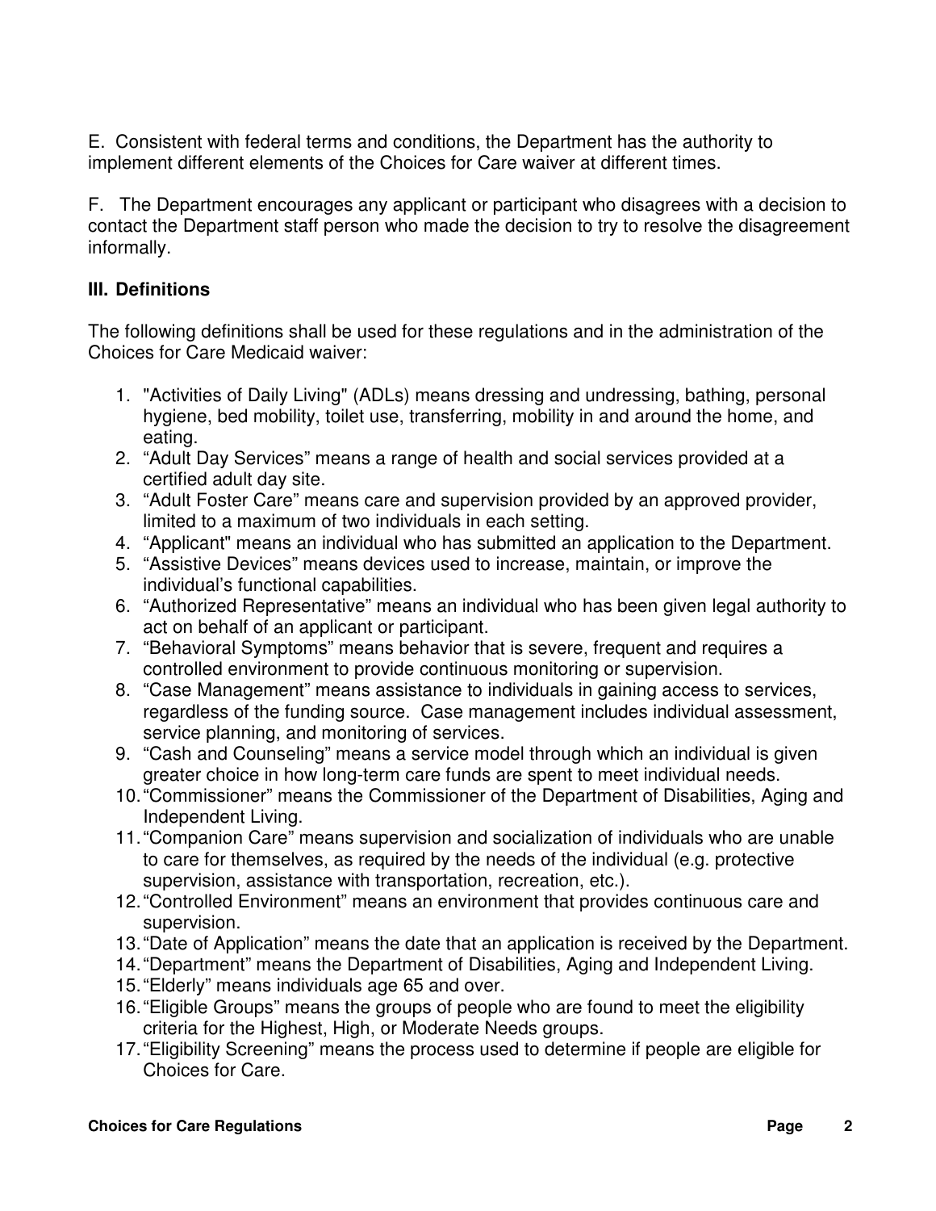E. Consistent with federal terms and conditions, the Department has the authority to implement different elements of the Choices for Care waiver at different times.

F. The Department encourages any applicant or participant who disagrees with a decision to contact the Department staff person who made the decision to try to resolve the disagreement informally.

## III. Definitions

The following definitions shall be used for these regulations and in the administration of the Choices for Care Medicaid waiver:

1. "Activities of Daily Living" (ADLs) means dressing and undressing, bathing, personal hygiene, bed mobility, toilet use, transferring, mobility in and around the home, and eating.
2. "Adult Day Services" means a range of health and social services provided at a certified adult day site.
3. "Adult Foster Care" means care and supervision provided by an approved provider, limited to a maximum of two individuals in each setting.
4. "Applicant" means an individual who has submitted an application to the Department.
5. "Assistive Devices" means devices used to increase, maintain, or improve the individual's functional capabilities.
6. "Authorized Representative" means an individual who has been given legal authority to act on behalf of an applicant or participant.
7. "Behavioral Symptoms" means behavior that is severe, frequent and requires a controlled environment to provide continuous monitoring or supervision.
8. "Case Management" means assistance to individuals in gaining access to services, regardless of the funding source. Case management includes individual assessment, service planning, and monitoring of services.
9. "Cash and Counseling" means a service model through which an individual is given greater choice in how long-term care funds are spent to meet individual needs.
10. "Commissioner" means the Commissioner of the Department of Disabilities, Aging and Independent Living.
11. "Companion Care" means supervision and socialization of individuals who are unable to care for themselves, as required by the needs of the individual (e.g. protective supervision, assistance with transportation, recreation, etc.).
12. "Controlled Environment" means an environment that provides continuous care and supervision.
13. "Date of Application" means the date that an application is received by the Department.
14. "Department" means the Department of Disabilities, Aging and Independent Living.
15. "Elderly" means individuals age 65 and over.
16. "Eligible Groups" means the groups of people who are found to meet the eligibility criteria for the Highest, High, or Moderate Needs groups.
17. "Eligibility Screening" means the process used to determine if people are eligible for Choices for Care.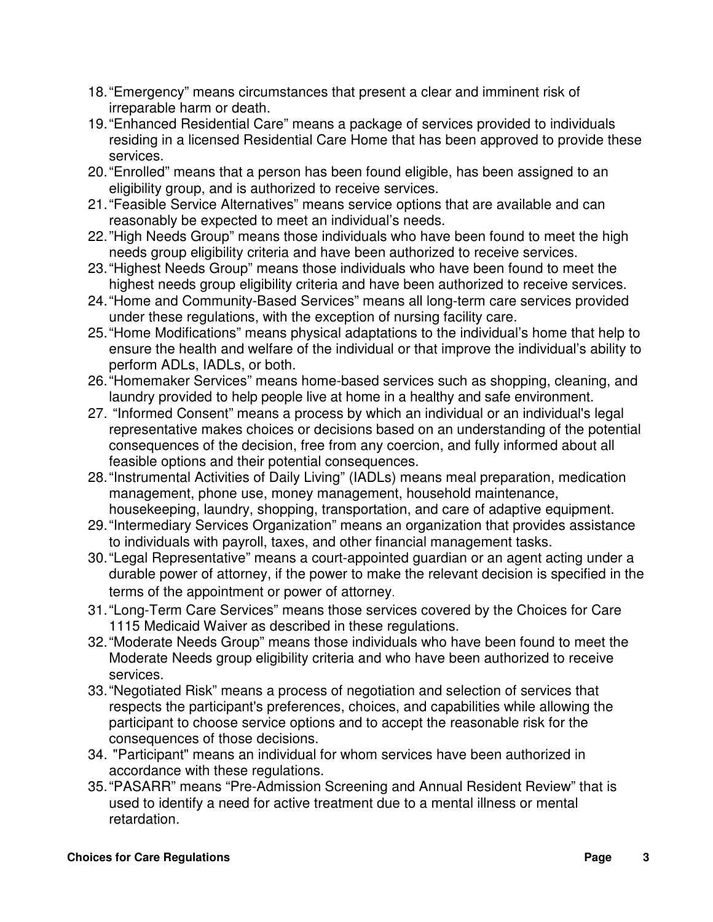18. “Emergency” means circumstances that present a clear and imminent risk of irreparable harm or death.
19. “Enhanced Residential Care” means a package of services provided to individuals residing in a licensed Residential Care Home that has been approved to provide these services.
20. “Enrolled” means that a person has been found eligible, has been assigned to an eligibility group, and is authorized to receive services.
21. “Feasible Service Alternatives” means service options that are available and can reasonably be expected to meet an individual’s needs.
22. ”High Needs Group” means those individuals who have been found to meet the high needs group eligibility criteria and have been authorized to receive services.
23. “Highest Needs Group” means those individuals who have been found to meet the highest needs group eligibility criteria and have been authorized to receive services.
24. “Home and Community-Based Services” means all long-term care services provided under these regulations, with the exception of nursing facility care.
25. “Home Modifications” means physical adaptations to the individual’s home that help to ensure the health and welfare of the individual or that improve the individual’s ability to perform ADLs, IADLs, or both.
26. “Homemaker Services” means home-based services such as shopping, cleaning, and laundry provided to help people live at home in a healthy and safe environment.
27. “Informed Consent” means a process by which an individual or an individual's legal representative makes choices or decisions based on an understanding of the potential consequences of the decision, free from any coercion, and fully informed about all feasible options and their potential consequences.
28. “Instrumental Activities of Daily Living” (IADLs) means meal preparation, medication management, phone use, money management, household maintenance, housekeeping, laundry, shopping, transportation, and care of adaptive equipment.
29. “Intermediary Services Organization” means an organization that provides assistance to individuals with payroll, taxes, and other financial management tasks.
30. “Legal Representative” means a court-appointed guardian or an agent acting under a durable power of attorney, if the power to make the relevant decision is specified in the terms of the appointment or power of attorney.
31. “Long-Term Care Services” means those services covered by the Choices for Care 1115 Medicaid Waiver as described in these regulations.
32. “Moderate Needs Group” means those individuals who have been found to meet the Moderate Needs group eligibility criteria and who have been authorized to receive services.
33. “Negotiated Risk” means a process of negotiation and selection of services that respects the participant's preferences, choices, and capabilities while allowing the participant to choose service options and to accept the reasonable risk for the consequences of those decisions.
34. "Participant" means an individual for whom services have been authorized in accordance with these regulations.
35. “PASARR” means “Pre-Admission Screening and Annual Resident Review” that is used to identify a need for active treatment due to a mental illness or mental retardation.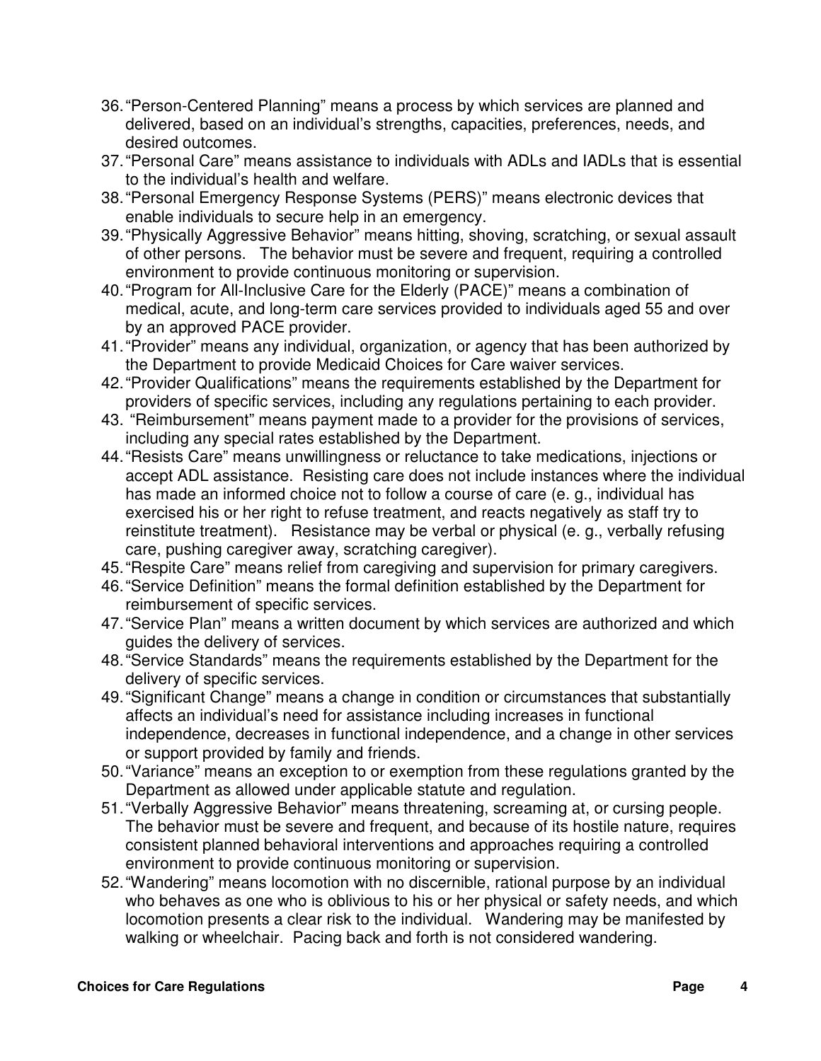36. "Person-Centered Planning" means a process by which services are planned and delivered, based on an individual's strengths, capacities, preferences, needs, and desired outcomes.
37. "Personal Care" means assistance to individuals with ADLs and IADLs that is essential to the individual's health and welfare.
38. "Personal Emergency Response Systems (PERS)" means electronic devices that enable individuals to secure help in an emergency.
39. "Physically Aggressive Behavior" means hitting, shoving, scratching, or sexual assault of other persons. The behavior must be severe and frequent, requiring a controlled environment to provide continuous monitoring or supervision.
40. "Program for All-Inclusive Care for the Elderly (PACE)" means a combination of medical, acute, and long-term care services provided to individuals aged 55 and over by an approved PACE provider.
41. "Provider" means any individual, organization, or agency that has been authorized by the Department to provide Medicaid Choices for Care waiver services.
42. "Provider Qualifications" means the requirements established by the Department for providers of specific services, including any regulations pertaining to each provider.
43. "Reimbursement" means payment made to a provider for the provisions of services, including any special rates established by the Department.
44. "Resists Care" means unwillingness or reluctance to take medications, injections or accept ADL assistance. Resisting care does not include instances where the individual has made an informed choice not to follow a course of care (e. g., individual has exercised his or her right to refuse treatment, and reacts negatively as staff try to reinstitute treatment). Resistance may be verbal or physical (e. g., verbally refusing care, pushing caregiver away, scratching caregiver).
45. "Respite Care" means relief from caregiving and supervision for primary caregivers.
46. "Service Definition" means the formal definition established by the Department for reimbursement of specific services.
47. "Service Plan" means a written document by which services are authorized and which guides the delivery of services.
48. "Service Standards" means the requirements established by the Department for the delivery of specific services.
49. "Significant Change" means a change in condition or circumstances that substantially affects an individual's need for assistance including increases in functional independence, decreases in functional independence, and a change in other services or support provided by family and friends.
50. "Variance" means an exception to or exemption from these regulations granted by the Department as allowed under applicable statute and regulation.
51. "Verbally Aggressive Behavior" means threatening, screaming at, or cursing people. The behavior must be severe and frequent, and because of its hostile nature, requires consistent planned behavioral interventions and approaches requiring a controlled environment to provide continuous monitoring or supervision.
52. "Wandering" means locomotion with no discernible, rational purpose by an individual who behaves as one who is oblivious to his or her physical or safety needs, and which locomotion presents a clear risk to the individual. Wandering may be manifested by walking or wheelchair. Pacing back and forth is not considered wandering.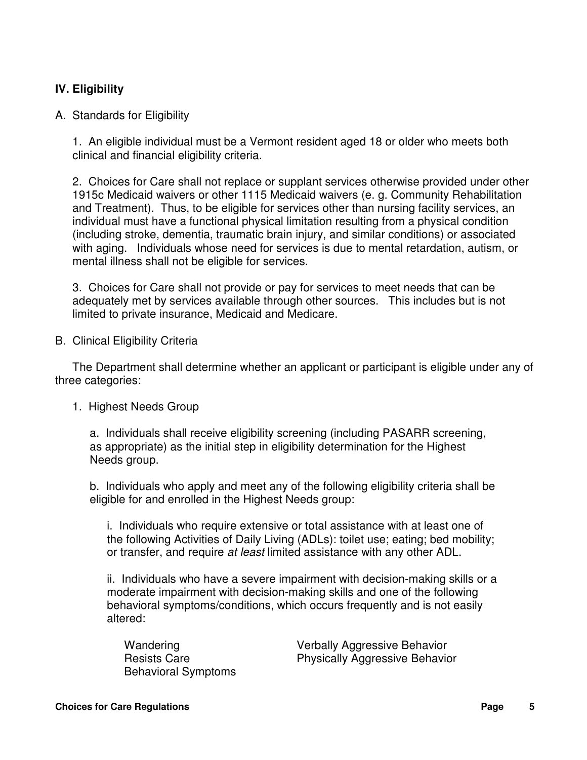## IV. Eligibility

A. Standards for Eligibility

1. An eligible individual must be a Vermont resident aged 18 or older who meets both clinical and financial eligibility criteria.

2. Choices for Care shall not replace or supplant services otherwise provided under other 1915c Medicaid waivers or other 1115 Medicaid waivers (e. g. Community Rehabilitation and Treatment). Thus, to be eligible for services other than nursing facility services, an individual must have a functional physical limitation resulting from a physical condition (including stroke, dementia, traumatic brain injury, and similar conditions) or associated with aging. Individuals whose need for services is due to mental retardation, autism, or mental illness shall not be eligible for services.

3. Choices for Care shall not provide or pay for services to meet needs that can be adequately met by services available through other sources. This includes but is not limited to private insurance, Medicaid and Medicare.

B. Clinical Eligibility Criteria

The Department shall determine whether an applicant or participant is eligible under any of three categories:

1. Highest Needs Group

a. Individuals shall receive eligibility screening (including PASARR screening, as appropriate) as the initial step in eligibility determination for the Highest Needs group.

b. Individuals who apply and meet any of the following eligibility criteria shall be eligible for and enrolled in the Highest Needs group:

i. Individuals who require extensive or total assistance with at least one of the following Activities of Daily Living (ADLs): toilet use; eating; bed mobility; or transfer, and require *at least* limited assistance with any other ADL.

ii. Individuals who have a severe impairment with decision-making skills or a moderate impairment with decision-making skills and one of the following behavioral symptoms/conditions, which occurs frequently and is not easily altered:

- Wandering
- Resists Care
- Behavioral Symptoms
- Verbally Aggressive Behavior
- Physically Aggressive Behavior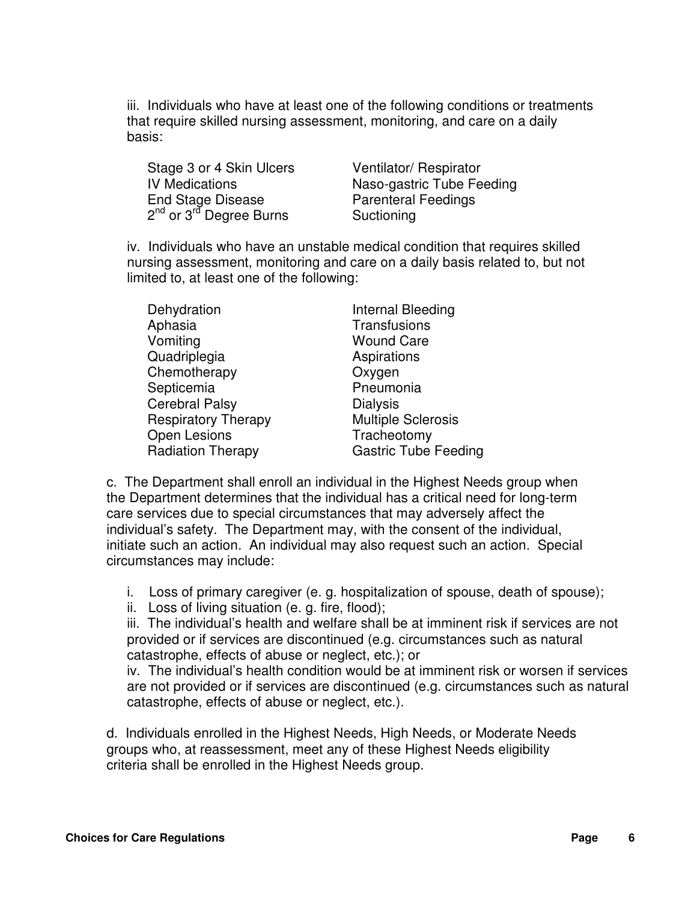iii. Individuals who have at least one of the following conditions or treatments that require skilled nursing assessment, monitoring, and care on a daily basis:

| | |
|---|---|
| Stage 3 or 4 Skin Ulcers | Ventilator/ Respirator |
| IV Medications | Naso-gastric Tube Feeding |
| End Stage Disease | Parenteral Feedings |
| 2nd or 3rd Degree Burns | Suctioning |

iv. Individuals who have an unstable medical condition that requires skilled nursing assessment, monitoring and care on a daily basis related to, but not limited to, at least one of the following:

| | |
|---|---|
| Dehydration | Internal Bleeding |
| Aphasia | Transfusions |
| Vomiting | Wound Care |
| Quadriplegia | Aspirations |
| Chemotherapy | Oxygen |
| Septicemia | Pneumonia |
| Cerebral Palsy | Dialysis |
| Respiratory Therapy | Multiple Sclerosis |
| Open Lesions | Tracheotomy |
| Radiation Therapy | Gastric Tube Feeding |

c. The Department shall enroll an individual in the Highest Needs group when the Department determines that the individual has a critical need for long-term care services due to special circumstances that may adversely affect the individual's safety. The Department may, with the consent of the individual, initiate such an action. An individual may also request such an action. Special circumstances may include:

i. Loss of primary caregiver (e. g. hospitalization of spouse, death of spouse);
ii. Loss of living situation (e. g. fire, flood);
iii. The individual's health and welfare shall be at imminent risk if services are not provided or if services are discontinued (e.g. circumstances such as natural catastrophe, effects of abuse or neglect, etc.); or
iv. The individual's health condition would be at imminent risk or worsen if services are not provided or if services are discontinued (e.g. circumstances such as natural catastrophe, effects of abuse or neglect, etc.).

d. Individuals enrolled in the Highest Needs, High Needs, or Moderate Needs groups who, at reassessment, meet any of these Highest Needs eligibility criteria shall be enrolled in the Highest Needs group.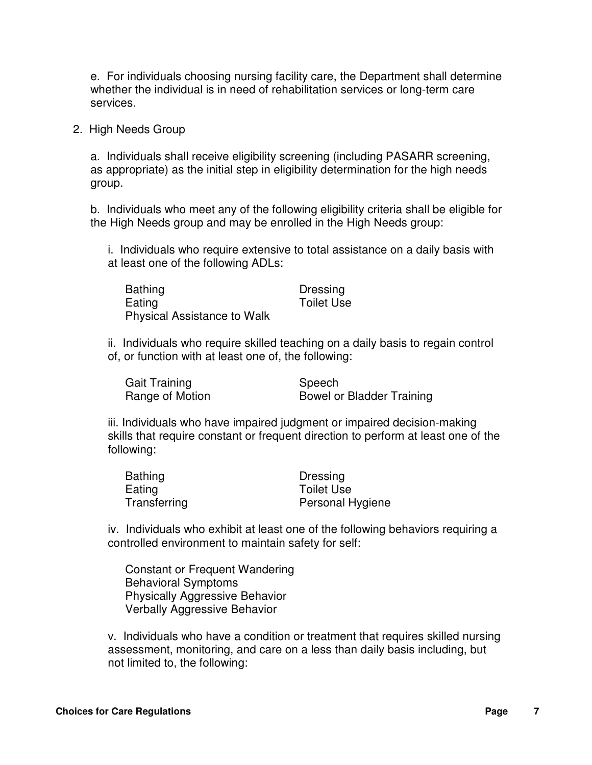e. For individuals choosing nursing facility care, the Department shall determine whether the individual is in need of rehabilitation services or long-term care services.

2. High Needs Group

a. Individuals shall receive eligibility screening (including PASARR screening, as appropriate) as the initial step in eligibility determination for the high needs group.

b. Individuals who meet any of the following eligibility criteria shall be eligible for the High Needs group and may be enrolled in the High Needs group:

i. Individuals who require extensive to total assistance on a daily basis with at least one of the following ADLs:

- Bathing
- Dressing
- Eating
- Toilet Use
- Physical Assistance to Walk

ii. Individuals who require skilled teaching on a daily basis to regain control of, or function with at least one of, the following:

- Gait Training
- Speech
- Range of Motion
- Bowel or Bladder Training

iii. Individuals who have impaired judgment or impaired decision-making skills that require constant or frequent direction to perform at least one of the following:

- Bathing
- Dressing
- Eating
- Toilet Use
- Transferring
- Personal Hygiene

iv. Individuals who exhibit at least one of the following behaviors requiring a controlled environment to maintain safety for self:

- Constant or Frequent Wandering
- Behavioral Symptoms
- Physically Aggressive Behavior
- Verbally Aggressive Behavior

v. Individuals who have a condition or treatment that requires skilled nursing assessment, monitoring, and care on a less than daily basis including, but not limited to, the following: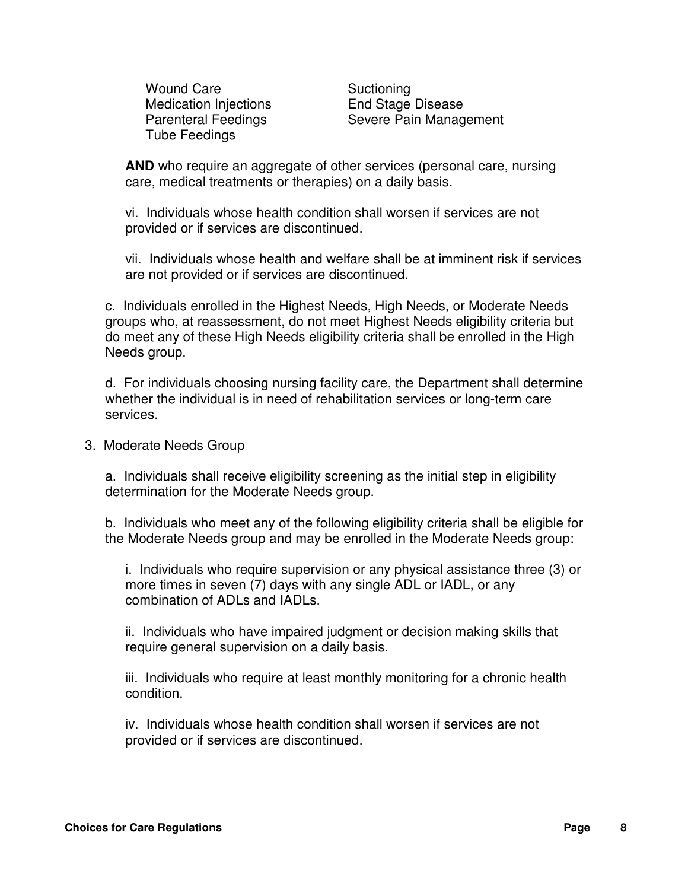Wound Care
Medication Injections
Parenteral Feedings
Tube Feedings
Suctioning
End Stage Disease
Severe Pain Management

**AND** who require an aggregate of other services (personal care, nursing care, medical treatments or therapies) on a daily basis.

vi. Individuals whose health condition shall worsen if services are not provided or if services are discontinued.

vii. Individuals whose health and welfare shall be at imminent risk if services are not provided or if services are discontinued.

c. Individuals enrolled in the Highest Needs, High Needs, or Moderate Needs groups who, at reassessment, do not meet Highest Needs eligibility criteria but do meet any of these High Needs eligibility criteria shall be enrolled in the High Needs group.

d. For individuals choosing nursing facility care, the Department shall determine whether the individual is in need of rehabilitation services or long-term care services.

3. Moderate Needs Group

a. Individuals shall receive eligibility screening as the initial step in eligibility determination for the Moderate Needs group.

b. Individuals who meet any of the following eligibility criteria shall be eligible for the Moderate Needs group and may be enrolled in the Moderate Needs group:

i. Individuals who require supervision or any physical assistance three (3) or more times in seven (7) days with any single ADL or IADL, or any combination of ADLs and IADLs.

ii. Individuals who have impaired judgment or decision making skills that require general supervision on a daily basis.

iii. Individuals who require at least monthly monitoring for a chronic health condition.

iv. Individuals whose health condition shall worsen if services are not provided or if services are discontinued.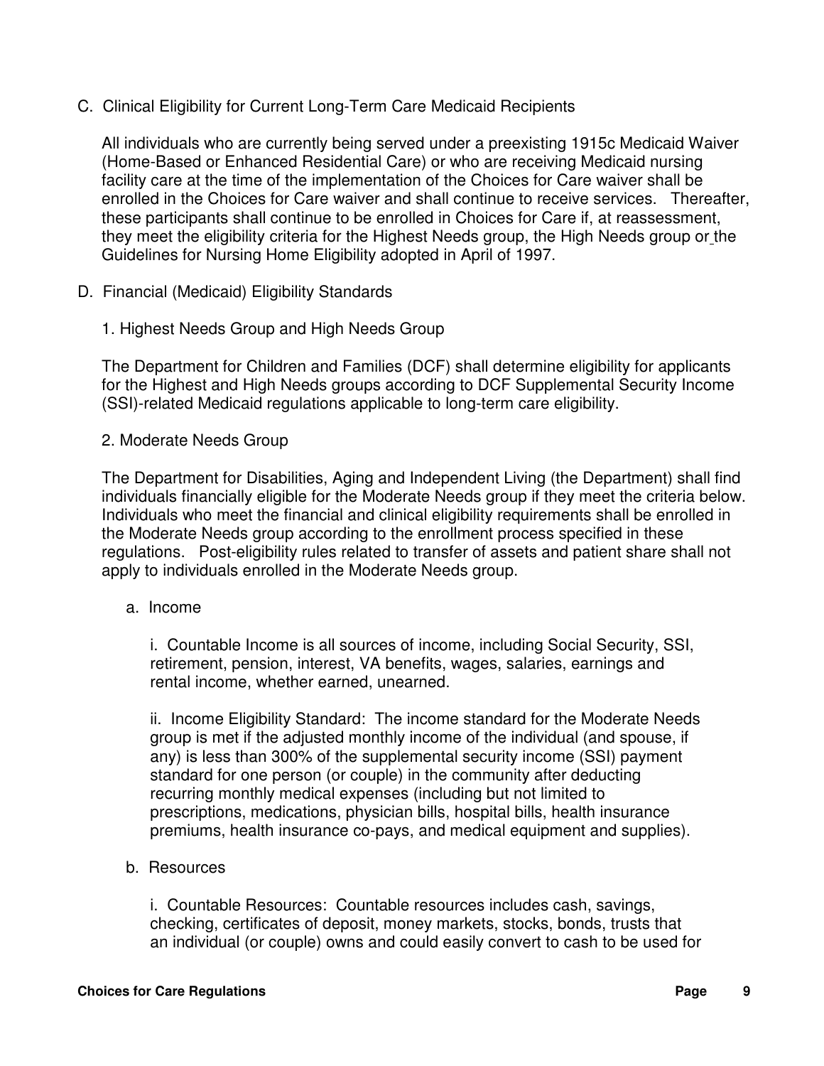C. Clinical Eligibility for Current Long-Term Care Medicaid Recipients

All individuals who are currently being served under a preexisting 1915c Medicaid Waiver (Home-Based or Enhanced Residential Care) or who are receiving Medicaid nursing facility care at the time of the implementation of the Choices for Care waiver shall be enrolled in the Choices for Care waiver and shall continue to receive services. Thereafter, these participants shall continue to be enrolled in Choices for Care if, at reassessment, they meet the eligibility criteria for the Highest Needs group, the High Needs group or the Guidelines for Nursing Home Eligibility adopted in April of 1997.

D. Financial (Medicaid) Eligibility Standards

1. Highest Needs Group and High Needs Group

The Department for Children and Families (DCF) shall determine eligibility for applicants for the Highest and High Needs groups according to DCF Supplemental Security Income (SSI)-related Medicaid regulations applicable to long-term care eligibility.

2. Moderate Needs Group

The Department for Disabilities, Aging and Independent Living (the Department) shall find individuals financially eligible for the Moderate Needs group if they meet the criteria below. Individuals who meet the financial and clinical eligibility requirements shall be enrolled in the Moderate Needs group according to the enrollment process specified in these regulations. Post-eligibility rules related to transfer of assets and patient share shall not apply to individuals enrolled in the Moderate Needs group.

a. Income

i. Countable Income is all sources of income, including Social Security, SSI, retirement, pension, interest, VA benefits, wages, salaries, earnings and rental income, whether earned, unearned.

ii. Income Eligibility Standard: The income standard for the Moderate Needs group is met if the adjusted monthly income of the individual (and spouse, if any) is less than 300% of the supplemental security income (SSI) payment standard for one person (or couple) in the community after deducting recurring monthly medical expenses (including but not limited to prescriptions, medications, physician bills, hospital bills, health insurance premiums, health insurance co-pays, and medical equipment and supplies).

b. Resources

i. Countable Resources: Countable resources includes cash, savings, checking, certificates of deposit, money markets, stocks, bonds, trusts that an individual (or couple) owns and could easily convert to cash to be used for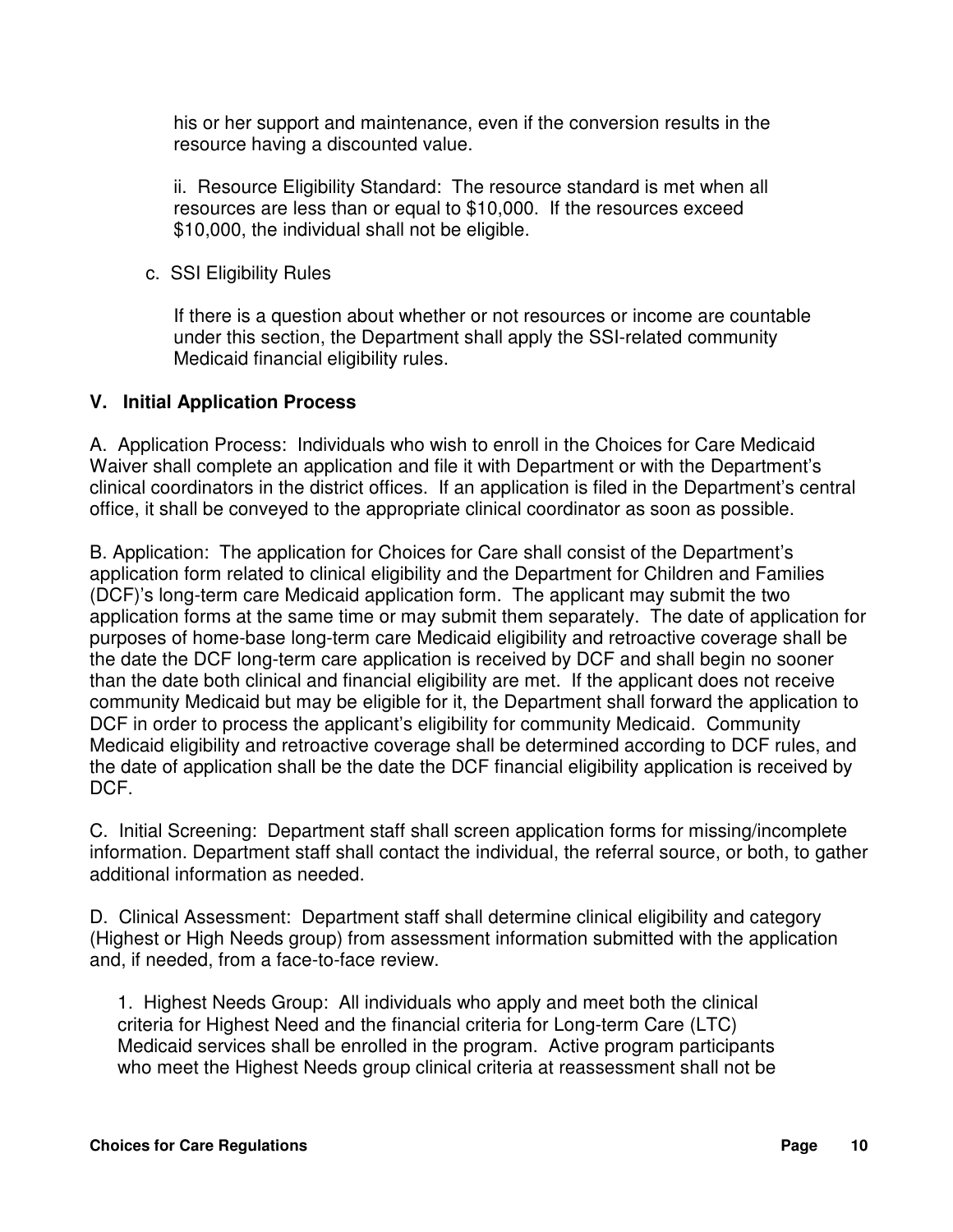his or her support and maintenance, even if the conversion results in the resource having a discounted value.

ii. Resource Eligibility Standard: The resource standard is met when all resources are less than or equal to $10,000. If the resources exceed $10,000, the individual shall not be eligible.

c. SSI Eligibility Rules

If there is a question about whether or not resources or income are countable under this section, the Department shall apply the SSI-related community Medicaid financial eligibility rules.

## V. Initial Application Process

A. Application Process: Individuals who wish to enroll in the Choices for Care Medicaid Waiver shall complete an application and file it with Department or with the Department's clinical coordinators in the district offices. If an application is filed in the Department's central office, it shall be conveyed to the appropriate clinical coordinator as soon as possible.

B. Application: The application for Choices for Care shall consist of the Department's application form related to clinical eligibility and the Department for Children and Families (DCF)'s long-term care Medicaid application form. The applicant may submit the two application forms at the same time or may submit them separately. The date of application for purposes of home-base long-term care Medicaid eligibility and retroactive coverage shall be the date the DCF long-term care application is received by DCF and shall begin no sooner than the date both clinical and financial eligibility are met. If the applicant does not receive community Medicaid but may be eligible for it, the Department shall forward the application to DCF in order to process the applicant's eligibility for community Medicaid. Community Medicaid eligibility and retroactive coverage shall be determined according to DCF rules, and the date of application shall be the date the DCF financial eligibility application is received by DCF.

C. Initial Screening: Department staff shall screen application forms for missing/incomplete information. Department staff shall contact the individual, the referral source, or both, to gather additional information as needed.

D. Clinical Assessment: Department staff shall determine clinical eligibility and category (Highest or High Needs group) from assessment information submitted with the application and, if needed, from a face-to-face review.

1. Highest Needs Group: All individuals who apply and meet both the clinical criteria for Highest Need and the financial criteria for Long-term Care (LTC) Medicaid services shall be enrolled in the program. Active program participants who meet the Highest Needs group clinical criteria at reassessment shall not be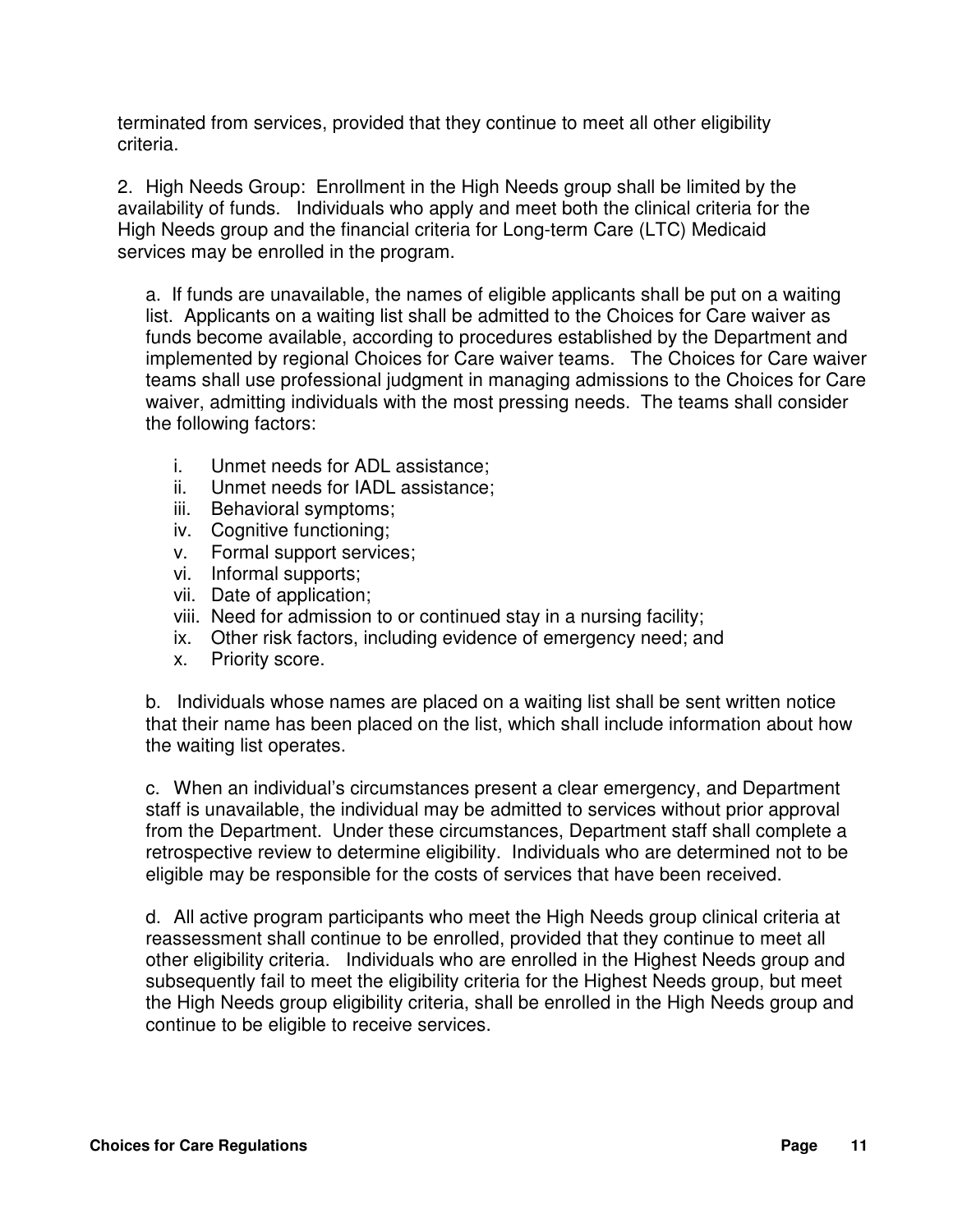terminated from services, provided that they continue to meet all other eligibility criteria.

2. High Needs Group: Enrollment in the High Needs group shall be limited by the availability of funds. Individuals who apply and meet both the clinical criteria for the High Needs group and the financial criteria for Long-term Care (LTC) Medicaid services may be enrolled in the program.

a. If funds are unavailable, the names of eligible applicants shall be put on a waiting list. Applicants on a waiting list shall be admitted to the Choices for Care waiver as funds become available, according to procedures established by the Department and implemented by regional Choices for Care waiver teams. The Choices for Care waiver teams shall use professional judgment in managing admissions to the Choices for Care waiver, admitting individuals with the most pressing needs. The teams shall consider the following factors:

i. Unmet needs for ADL assistance;
ii. Unmet needs for IADL assistance;
iii. Behavioral symptoms;
iv. Cognitive functioning;
v. Formal support services;
vi. Informal supports;
vii. Date of application;
viii. Need for admission to or continued stay in a nursing facility;
ix. Other risk factors, including evidence of emergency need; and
x. Priority score.

b. Individuals whose names are placed on a waiting list shall be sent written notice that their name has been placed on the list, which shall include information about how the waiting list operates.

c. When an individual's circumstances present a clear emergency, and Department staff is unavailable, the individual may be admitted to services without prior approval from the Department. Under these circumstances, Department staff shall complete a retrospective review to determine eligibility. Individuals who are determined not to be eligible may be responsible for the costs of services that have been received.

d. All active program participants who meet the High Needs group clinical criteria at reassessment shall continue to be enrolled, provided that they continue to meet all other eligibility criteria. Individuals who are enrolled in the Highest Needs group and subsequently fail to meet the eligibility criteria for the Highest Needs group, but meet the High Needs group eligibility criteria, shall be enrolled in the High Needs group and continue to be eligible to receive services.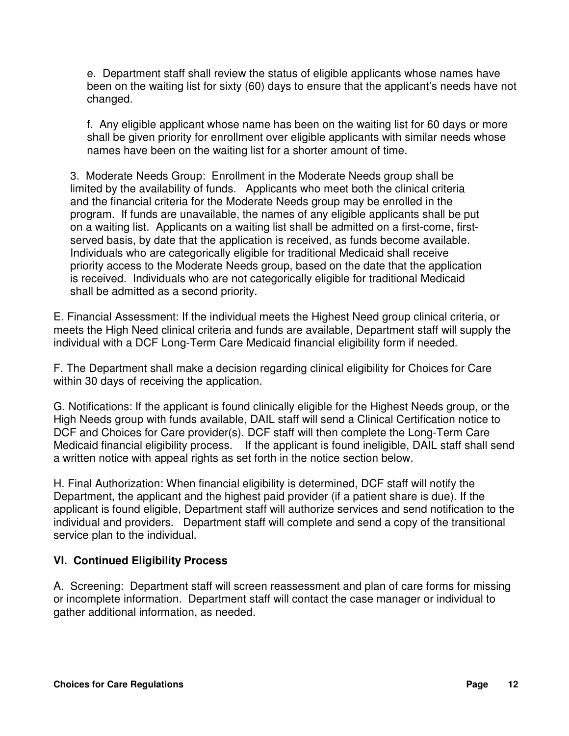e. Department staff shall review the status of eligible applicants whose names have been on the waiting list for sixty (60) days to ensure that the applicant's needs have not changed.

f. Any eligible applicant whose name has been on the waiting list for 60 days or more shall be given priority for enrollment over eligible applicants with similar needs whose names have been on the waiting list for a shorter amount of time.

3. Moderate Needs Group: Enrollment in the Moderate Needs group shall be limited by the availability of funds. Applicants who meet both the clinical criteria and the financial criteria for the Moderate Needs group may be enrolled in the program. If funds are unavailable, the names of any eligible applicants shall be put on a waiting list. Applicants on a waiting list shall be admitted on a first-come, first-served basis, by date that the application is received, as funds become available. Individuals who are categorically eligible for traditional Medicaid shall receive priority access to the Moderate Needs group, based on the date that the application is received. Individuals who are not categorically eligible for traditional Medicaid shall be admitted as a second priority.

E. Financial Assessment: If the individual meets the Highest Need group clinical criteria, or meets the High Need clinical criteria and funds are available, Department staff will supply the individual with a DCF Long-Term Care Medicaid financial eligibility form if needed.

F. The Department shall make a decision regarding clinical eligibility for Choices for Care within 30 days of receiving the application.

G. Notifications: If the applicant is found clinically eligible for the Highest Needs group, or the High Needs group with funds available, DAIL staff will send a Clinical Certification notice to DCF and Choices for Care provider(s). DCF staff will then complete the Long-Term Care Medicaid financial eligibility process. If the applicant is found ineligible, DAIL staff shall send a written notice with appeal rights as set forth in the notice section below.

H. Final Authorization: When financial eligibility is determined, DCF staff will notify the Department, the applicant and the highest paid provider (if a patient share is due). If the applicant is found eligible, Department staff will authorize services and send notification to the individual and providers. Department staff will complete and send a copy of the transitional service plan to the individual.

## VI. Continued Eligibility Process

A. Screening: Department staff will screen reassessment and plan of care forms for missing or incomplete information. Department staff will contact the case manager or individual to gather additional information, as needed.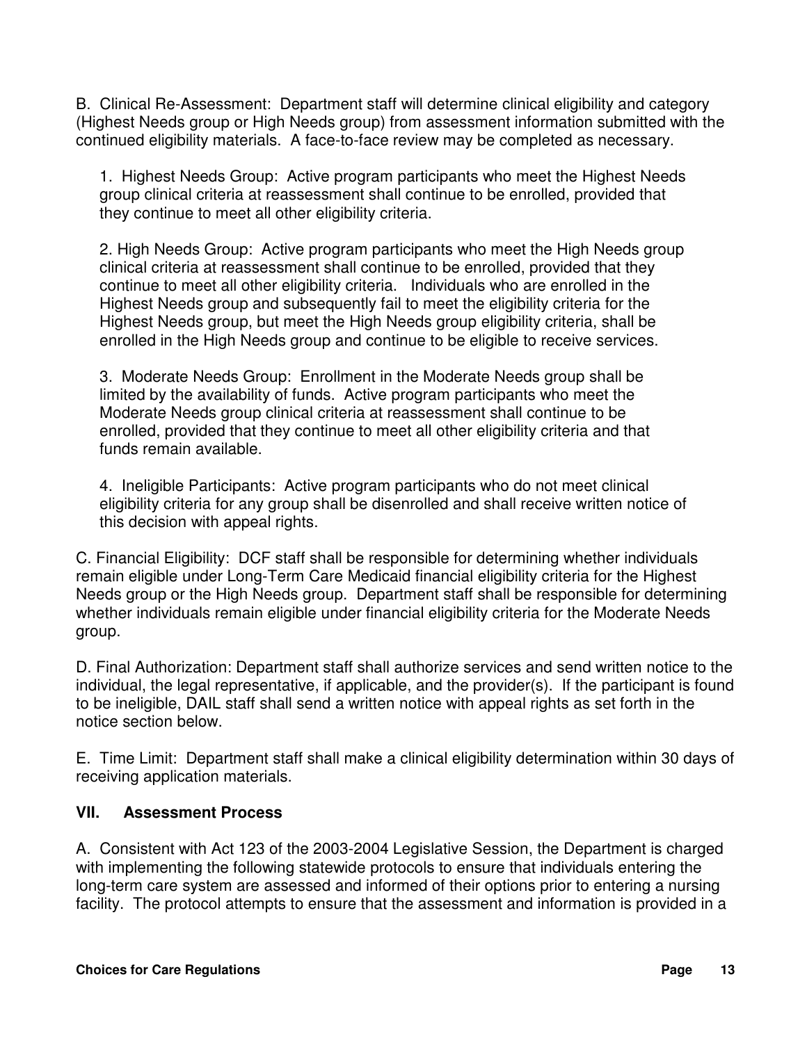B. Clinical Re-Assessment: Department staff will determine clinical eligibility and category (Highest Needs group or High Needs group) from assessment information submitted with the continued eligibility materials. A face-to-face review may be completed as necessary.

1. Highest Needs Group: Active program participants who meet the Highest Needs group clinical criteria at reassessment shall continue to be enrolled, provided that they continue to meet all other eligibility criteria.

2. High Needs Group: Active program participants who meet the High Needs group clinical criteria at reassessment shall continue to be enrolled, provided that they continue to meet all other eligibility criteria. Individuals who are enrolled in the Highest Needs group and subsequently fail to meet the eligibility criteria for the Highest Needs group, but meet the High Needs group eligibility criteria, shall be enrolled in the High Needs group and continue to be eligible to receive services.

3. Moderate Needs Group: Enrollment in the Moderate Needs group shall be limited by the availability of funds. Active program participants who meet the Moderate Needs group clinical criteria at reassessment shall continue to be enrolled, provided that they continue to meet all other eligibility criteria and that funds remain available.

4. Ineligible Participants: Active program participants who do not meet clinical eligibility criteria for any group shall be disenrolled and shall receive written notice of this decision with appeal rights.

C. Financial Eligibility: DCF staff shall be responsible for determining whether individuals remain eligible under Long-Term Care Medicaid financial eligibility criteria for the Highest Needs group or the High Needs group. Department staff shall be responsible for determining whether individuals remain eligible under financial eligibility criteria for the Moderate Needs group.

D. Final Authorization: Department staff shall authorize services and send written notice to the individual, the legal representative, if applicable, and the provider(s). If the participant is found to be ineligible, DAIL staff shall send a written notice with appeal rights as set forth in the notice section below.

E. Time Limit: Department staff shall make a clinical eligibility determination within 30 days of receiving application materials.

## VII. Assessment Process

A. Consistent with Act 123 of the 2003-2004 Legislative Session, the Department is charged with implementing the following statewide protocols to ensure that individuals entering the long-term care system are assessed and informed of their options prior to entering a nursing facility. The protocol attempts to ensure that the assessment and information is provided in a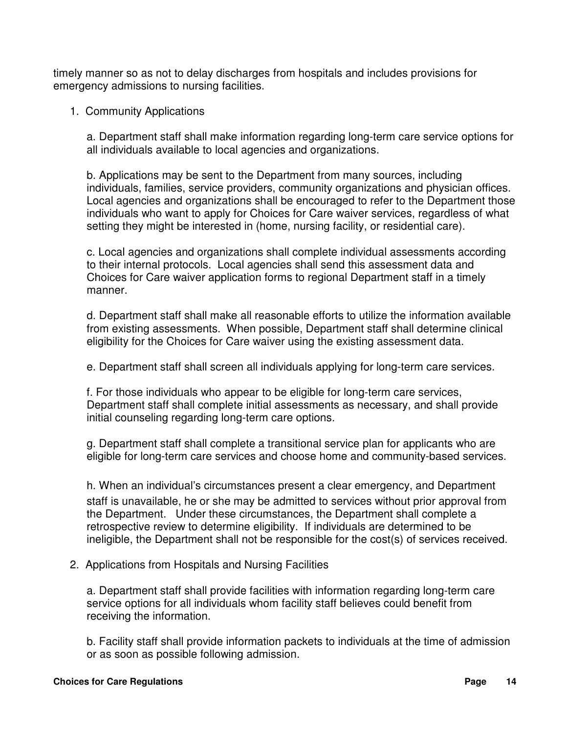timely manner so as not to delay discharges from hospitals and includes provisions for emergency admissions to nursing facilities.

1. Community Applications

   a. Department staff shall make information regarding long-term care service options for all individuals available to local agencies and organizations.

   b. Applications may be sent to the Department from many sources, including individuals, families, service providers, community organizations and physician offices. Local agencies and organizations shall be encouraged to refer to the Department those individuals who want to apply for Choices for Care waiver services, regardless of what setting they might be interested in (home, nursing facility, or residential care).

   c. Local agencies and organizations shall complete individual assessments according to their internal protocols. Local agencies shall send this assessment data and Choices for Care waiver application forms to regional Department staff in a timely manner.

   d. Department staff shall make all reasonable efforts to utilize the information available from existing assessments. When possible, Department staff shall determine clinical eligibility for the Choices for Care waiver using the existing assessment data.

   e. Department staff shall screen all individuals applying for long-term care services.

   f. For those individuals who appear to be eligible for long-term care services, Department staff shall complete initial assessments as necessary, and shall provide initial counseling regarding long-term care options.

   g. Department staff shall complete a transitional service plan for applicants who are eligible for long-term care services and choose home and community-based services.

   h. When an individual's circumstances present a clear emergency, and Department staff is unavailable, he or she may be admitted to services without prior approval from the Department. Under these circumstances, the Department shall complete a retrospective review to determine eligibility. If individuals are determined to be ineligible, the Department shall not be responsible for the cost(s) of services received.

2. Applications from Hospitals and Nursing Facilities

   a. Department staff shall provide facilities with information regarding long-term care service options for all individuals whom facility staff believes could benefit from receiving the information.

   b. Facility staff shall provide information packets to individuals at the time of admission or as soon as possible following admission.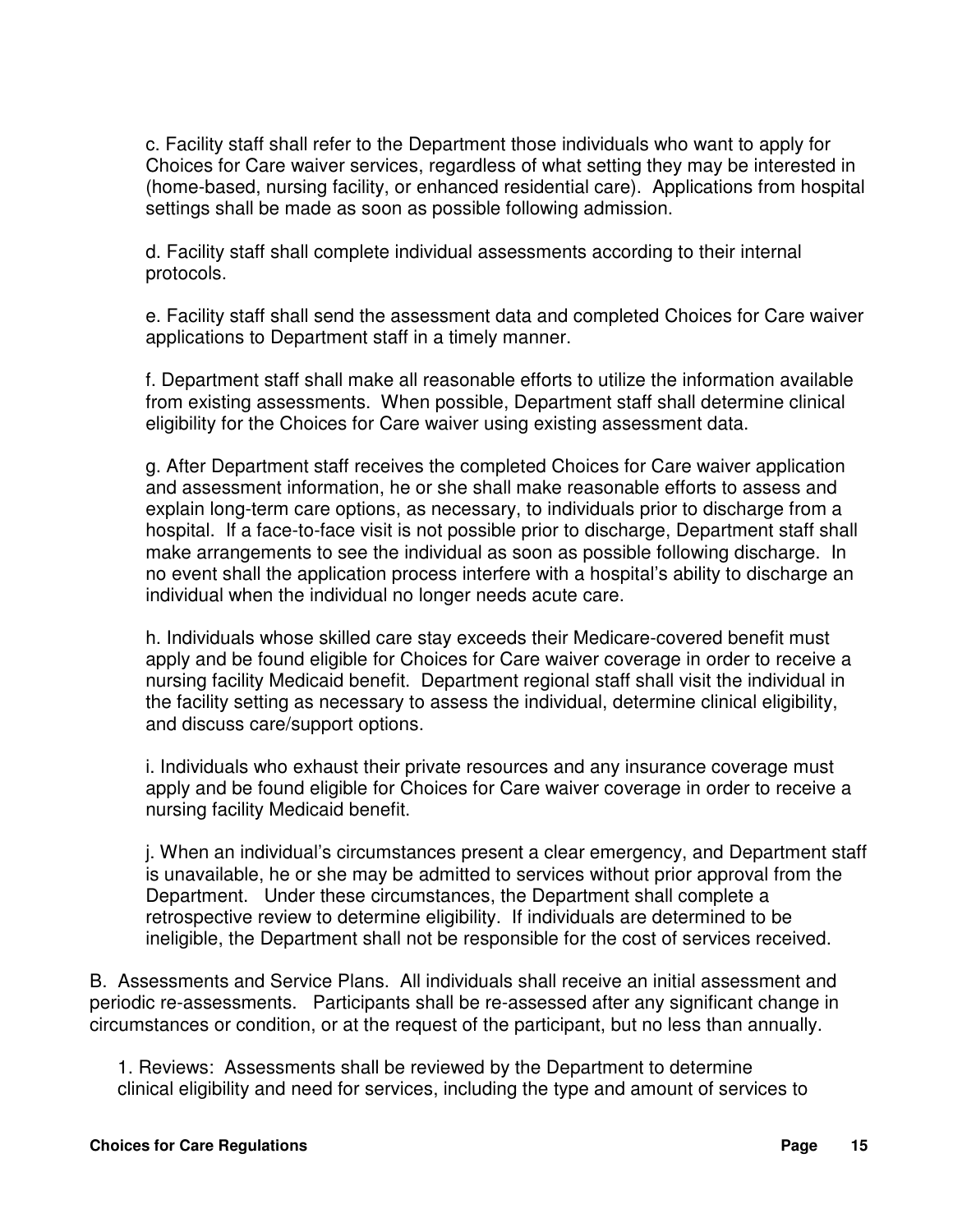c. Facility staff shall refer to the Department those individuals who want to apply for Choices for Care waiver services, regardless of what setting they may be interested in (home-based, nursing facility, or enhanced residential care). Applications from hospital settings shall be made as soon as possible following admission.

d. Facility staff shall complete individual assessments according to their internal protocols.

e. Facility staff shall send the assessment data and completed Choices for Care waiver applications to Department staff in a timely manner.

f. Department staff shall make all reasonable efforts to utilize the information available from existing assessments. When possible, Department staff shall determine clinical eligibility for the Choices for Care waiver using existing assessment data.

g. After Department staff receives the completed Choices for Care waiver application and assessment information, he or she shall make reasonable efforts to assess and explain long-term care options, as necessary, to individuals prior to discharge from a hospital. If a face-to-face visit is not possible prior to discharge, Department staff shall make arrangements to see the individual as soon as possible following discharge. In no event shall the application process interfere with a hospital's ability to discharge an individual when the individual no longer needs acute care.

h. Individuals whose skilled care stay exceeds their Medicare-covered benefit must apply and be found eligible for Choices for Care waiver coverage in order to receive a nursing facility Medicaid benefit. Department regional staff shall visit the individual in the facility setting as necessary to assess the individual, determine clinical eligibility, and discuss care/support options.

i. Individuals who exhaust their private resources and any insurance coverage must apply and be found eligible for Choices for Care waiver coverage in order to receive a nursing facility Medicaid benefit.

j. When an individual's circumstances present a clear emergency, and Department staff is unavailable, he or she may be admitted to services without prior approval from the Department. Under these circumstances, the Department shall complete a retrospective review to determine eligibility. If individuals are determined to be ineligible, the Department shall not be responsible for the cost of services received.

B. Assessments and Service Plans. All individuals shall receive an initial assessment and periodic re-assessments. Participants shall be re-assessed after any significant change in circumstances or condition, or at the request of the participant, but no less than annually.

1. Reviews: Assessments shall be reviewed by the Department to determine clinical eligibility and need for services, including the type and amount of services to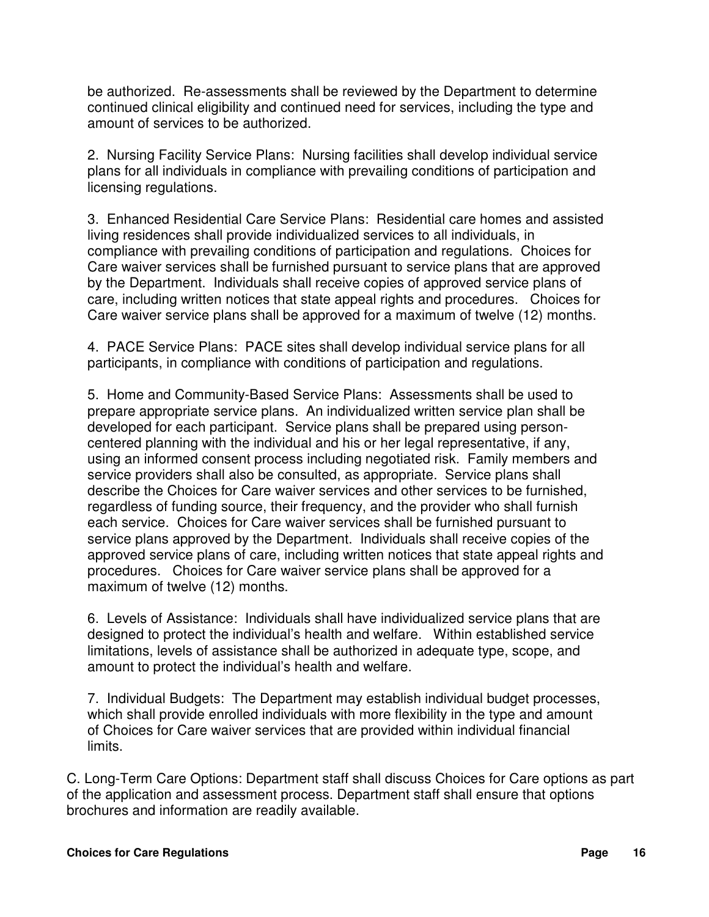be authorized. Re-assessments shall be reviewed by the Department to determine continued clinical eligibility and continued need for services, including the type and amount of services to be authorized.

2. Nursing Facility Service Plans: Nursing facilities shall develop individual service plans for all individuals in compliance with prevailing conditions of participation and licensing regulations.

3. Enhanced Residential Care Service Plans: Residential care homes and assisted living residences shall provide individualized services to all individuals, in compliance with prevailing conditions of participation and regulations. Choices for Care waiver services shall be furnished pursuant to service plans that are approved by the Department. Individuals shall receive copies of approved service plans of care, including written notices that state appeal rights and procedures. Choices for Care waiver service plans shall be approved for a maximum of twelve (12) months.

4. PACE Service Plans: PACE sites shall develop individual service plans for all participants, in compliance with conditions of participation and regulations.

5. Home and Community-Based Service Plans: Assessments shall be used to prepare appropriate service plans. An individualized written service plan shall be developed for each participant. Service plans shall be prepared using person-centered planning with the individual and his or her legal representative, if any, using an informed consent process including negotiated risk. Family members and service providers shall also be consulted, as appropriate. Service plans shall describe the Choices for Care waiver services and other services to be furnished, regardless of funding source, their frequency, and the provider who shall furnish each service. Choices for Care waiver services shall be furnished pursuant to service plans approved by the Department. Individuals shall receive copies of the approved service plans of care, including written notices that state appeal rights and procedures. Choices for Care waiver service plans shall be approved for a maximum of twelve (12) months.

6. Levels of Assistance: Individuals shall have individualized service plans that are designed to protect the individual's health and welfare. Within established service limitations, levels of assistance shall be authorized in adequate type, scope, and amount to protect the individual's health and welfare.

7. Individual Budgets: The Department may establish individual budget processes, which shall provide enrolled individuals with more flexibility in the type and amount of Choices for Care waiver services that are provided within individual financial limits.

C. Long-Term Care Options: Department staff shall discuss Choices for Care options as part of the application and assessment process. Department staff shall ensure that options brochures and information are readily available.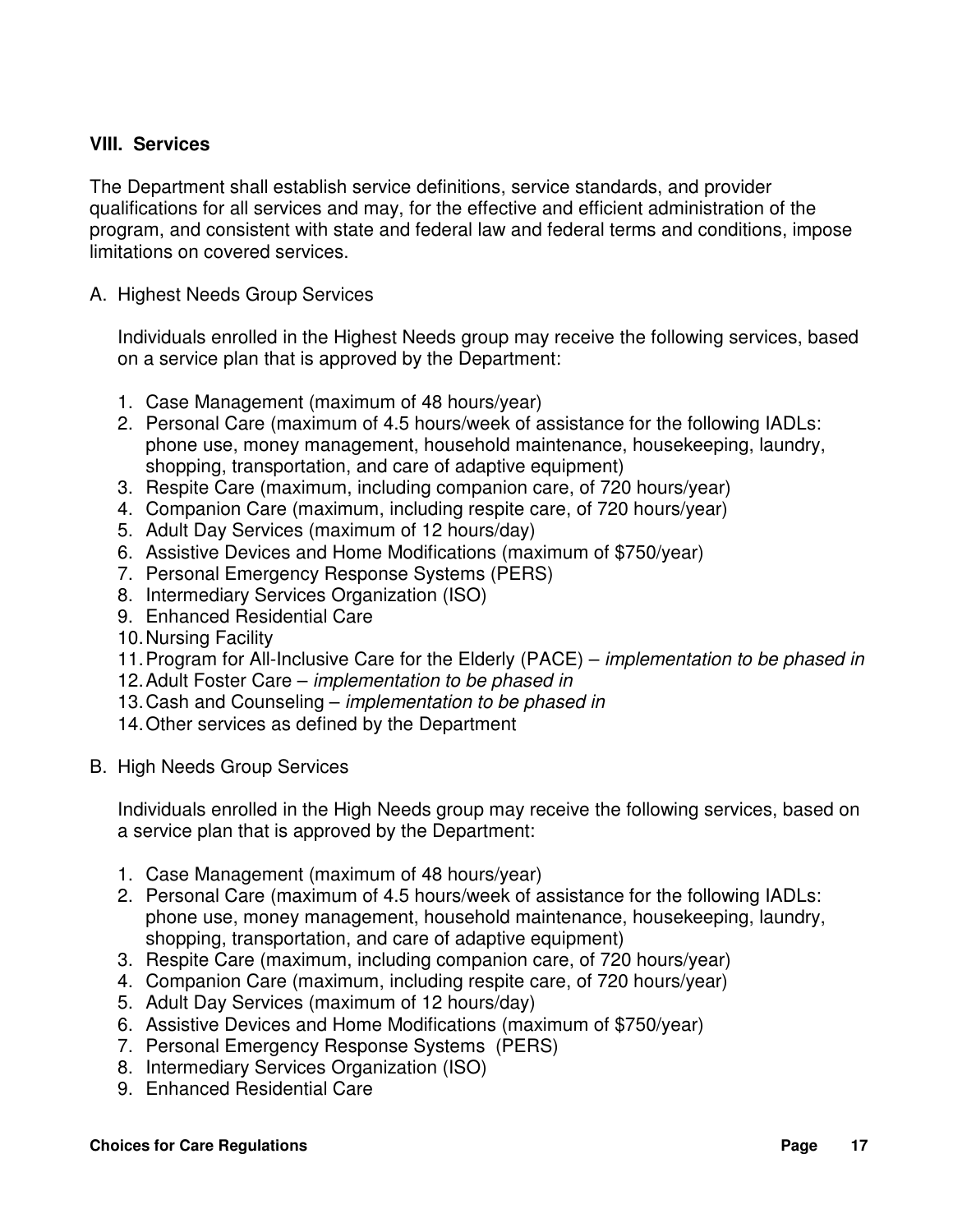## VIII. Services

The Department shall establish service definitions, service standards, and provider qualifications for all services and may, for the effective and efficient administration of the program, and consistent with state and federal law and federal terms and conditions, impose limitations on covered services.

### A. Highest Needs Group Services

Individuals enrolled in the Highest Needs group may receive the following services, based on a service plan that is approved by the Department:

1. Case Management (maximum of 48 hours/year)
2. Personal Care (maximum of 4.5 hours/week of assistance for the following IADLs: phone use, money management, household maintenance, housekeeping, laundry, shopping, transportation, and care of adaptive equipment)
3. Respite Care (maximum, including companion care, of 720 hours/year)
4. Companion Care (maximum, including respite care, of 720 hours/year)
5. Adult Day Services (maximum of 12 hours/day)
6. Assistive Devices and Home Modifications (maximum of $750/year)
7. Personal Emergency Response Systems (PERS)
8. Intermediary Services Organization (ISO)
9. Enhanced Residential Care
10. Nursing Facility
11. Program for All-Inclusive Care for the Elderly (PACE) – *implementation to be phased in*
12. Adult Foster Care – *implementation to be phased in*
13. Cash and Counseling – *implementation to be phased in*
14. Other services as defined by the Department

### B. High Needs Group Services

Individuals enrolled in the High Needs group may receive the following services, based on a service plan that is approved by the Department:

1. Case Management (maximum of 48 hours/year)
2. Personal Care (maximum of 4.5 hours/week of assistance for the following IADLs: phone use, money management, household maintenance, housekeeping, laundry, shopping, transportation, and care of adaptive equipment)
3. Respite Care (maximum, including companion care, of 720 hours/year)
4. Companion Care (maximum, including respite care, of 720 hours/year)
5. Adult Day Services (maximum of 12 hours/day)
6. Assistive Devices and Home Modifications (maximum of $750/year)
7. Personal Emergency Response Systems (PERS)
8. Intermediary Services Organization (ISO)
9. Enhanced Residential Care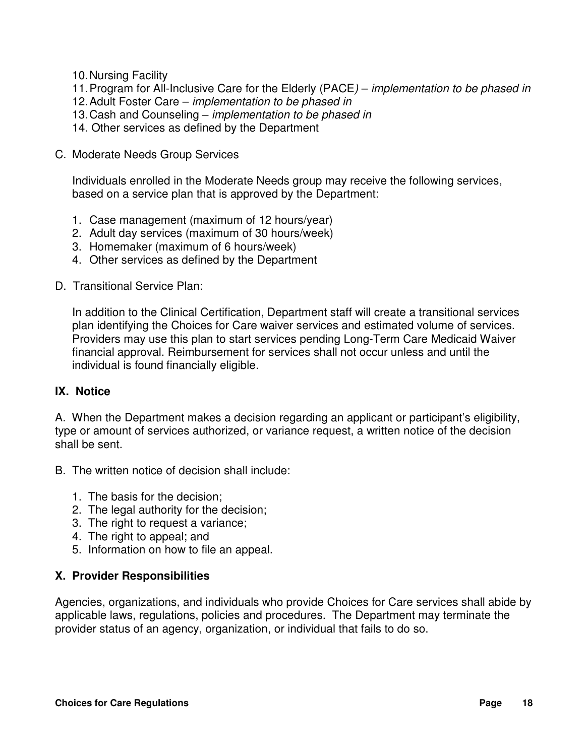10. Nursing Facility
11. Program for All-Inclusive Care for the Elderly (PACE*)* – *implementation to be phased in*
12. Adult Foster Care – *implementation to be phased in*
13. Cash and Counseling – *implementation to be phased in*
14. Other services as defined by the Department

C. Moderate Needs Group Services

Individuals enrolled in the Moderate Needs group may receive the following services, based on a service plan that is approved by the Department:

1. Case management (maximum of 12 hours/year)
2. Adult day services (maximum of 30 hours/week)
3. Homemaker (maximum of 6 hours/week)
4. Other services as defined by the Department

D. Transitional Service Plan:

In addition to the Clinical Certification, Department staff will create a transitional services plan identifying the Choices for Care waiver services and estimated volume of services. Providers may use this plan to start services pending Long-Term Care Medicaid Waiver financial approval. Reimbursement for services shall not occur unless and until the individual is found financially eligible.

## IX. Notice

A. When the Department makes a decision regarding an applicant or participant's eligibility, type or amount of services authorized, or variance request, a written notice of the decision shall be sent.

B. The written notice of decision shall include:

1. The basis for the decision;
2. The legal authority for the decision;
3. The right to request a variance;
4. The right to appeal; and
5. Information on how to file an appeal.

## X. Provider Responsibilities

Agencies, organizations, and individuals who provide Choices for Care services shall abide by applicable laws, regulations, policies and procedures. The Department may terminate the provider status of an agency, organization, or individual that fails to do so.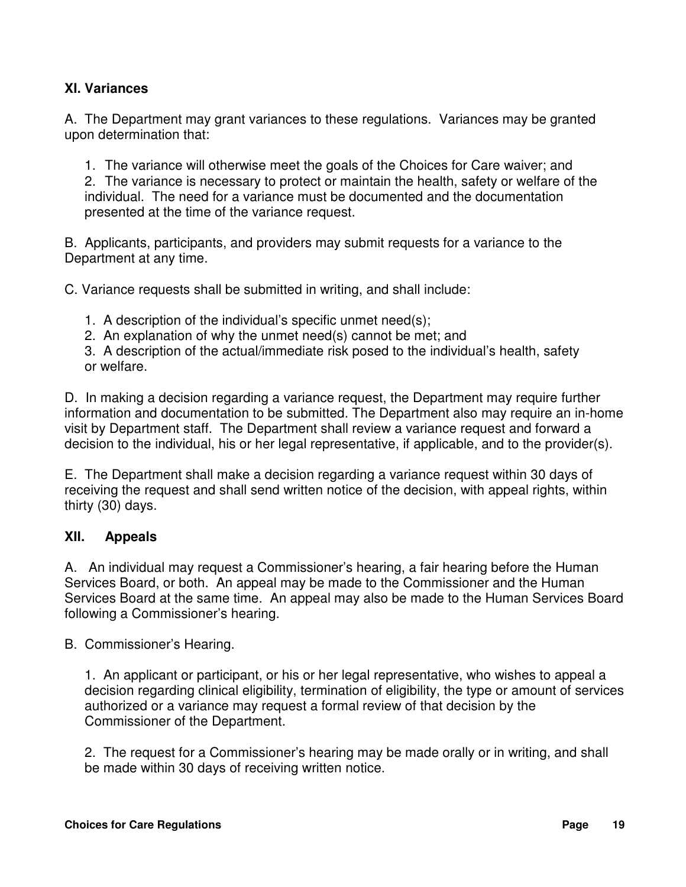## XI. Variances

A. The Department may grant variances to these regulations. Variances may be granted upon determination that:

1. The variance will otherwise meet the goals of the Choices for Care waiver; and
2. The variance is necessary to protect or maintain the health, safety or welfare of the individual. The need for a variance must be documented and the documentation presented at the time of the variance request.

B. Applicants, participants, and providers may submit requests for a variance to the Department at any time.

C. Variance requests shall be submitted in writing, and shall include:

1. A description of the individual's specific unmet need(s);
2. An explanation of why the unmet need(s) cannot be met; and
3. A description of the actual/immediate risk posed to the individual's health, safety or welfare.

D. In making a decision regarding a variance request, the Department may require further information and documentation to be submitted. The Department also may require an in-home visit by Department staff. The Department shall review a variance request and forward a decision to the individual, his or her legal representative, if applicable, and to the provider(s).

E. The Department shall make a decision regarding a variance request within 30 days of receiving the request and shall send written notice of the decision, with appeal rights, within thirty (30) days.

## XII. Appeals

A. An individual may request a Commissioner's hearing, a fair hearing before the Human Services Board, or both. An appeal may be made to the Commissioner and the Human Services Board at the same time. An appeal may also be made to the Human Services Board following a Commissioner's hearing.

B. Commissioner's Hearing.

1. An applicant or participant, or his or her legal representative, who wishes to appeal a decision regarding clinical eligibility, termination of eligibility, the type or amount of services authorized or a variance may request a formal review of that decision by the Commissioner of the Department.

2. The request for a Commissioner's hearing may be made orally or in writing, and shall be made within 30 days of receiving written notice.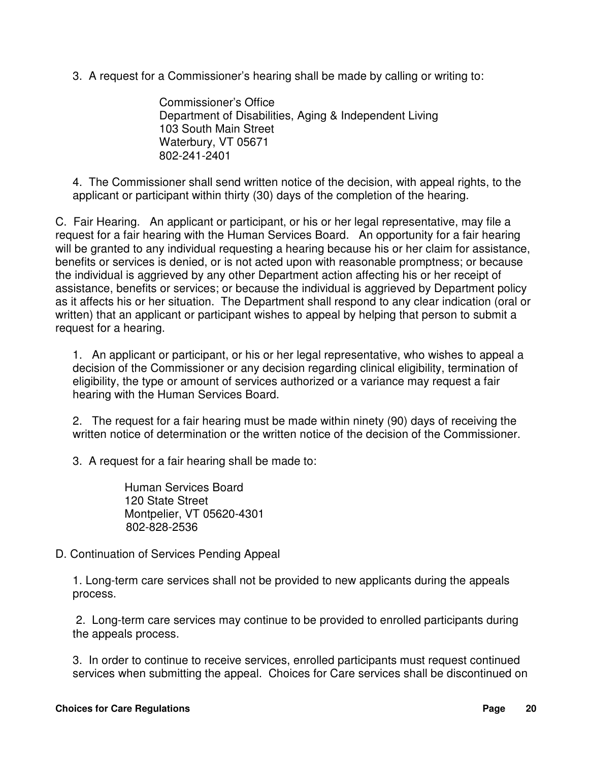3. A request for a Commissioner's hearing shall be made by calling or writing to:

Commissioner's Office
Department of Disabilities, Aging & Independent Living
103 South Main Street
Waterbury, VT 05671
802-241-2401

4. The Commissioner shall send written notice of the decision, with appeal rights, to the applicant or participant within thirty (30) days of the completion of the hearing.

C. Fair Hearing. An applicant or participant, or his or her legal representative, may file a request for a fair hearing with the Human Services Board. An opportunity for a fair hearing will be granted to any individual requesting a hearing because his or her claim for assistance, benefits or services is denied, or is not acted upon with reasonable promptness; or because the individual is aggrieved by any other Department action affecting his or her receipt of assistance, benefits or services; or because the individual is aggrieved by Department policy as it affects his or her situation. The Department shall respond to any clear indication (oral or written) that an applicant or participant wishes to appeal by helping that person to submit a request for a hearing.

1. An applicant or participant, or his or her legal representative, who wishes to appeal a decision of the Commissioner or any decision regarding clinical eligibility, termination of eligibility, the type or amount of services authorized or a variance may request a fair hearing with the Human Services Board.

2. The request for a fair hearing must be made within ninety (90) days of receiving the written notice of determination or the written notice of the decision of the Commissioner.

3. A request for a fair hearing shall be made to:

Human Services Board
120 State Street
Montpelier, VT 05620-4301
802-828-2536

D. Continuation of Services Pending Appeal

1. Long-term care services shall not be provided to new applicants during the appeals process.

2. Long-term care services may continue to be provided to enrolled participants during the appeals process.

3. In order to continue to receive services, enrolled participants must request continued services when submitting the appeal. Choices for Care services shall be discontinued on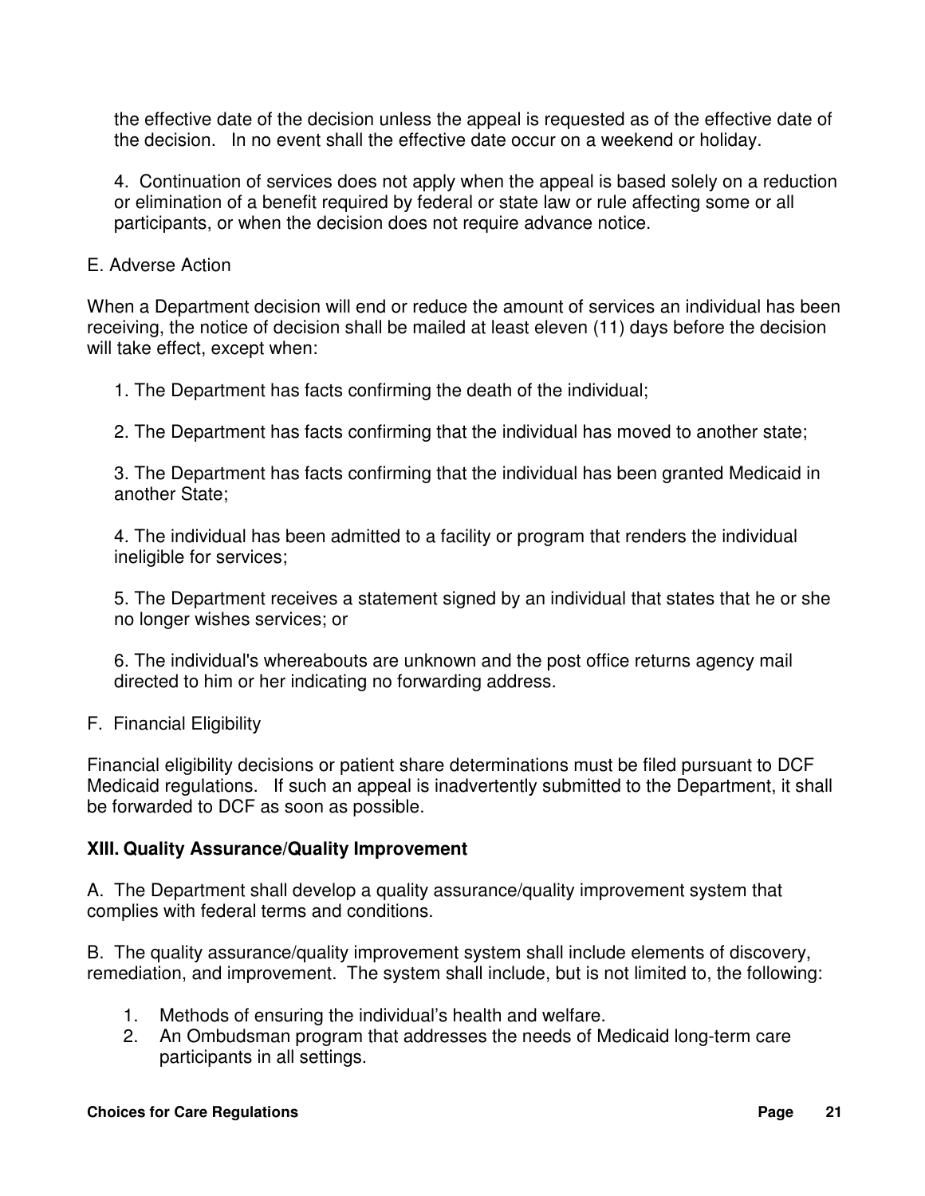the effective date of the decision unless the appeal is requested as of the effective date of the decision. In no event shall the effective date occur on a weekend or holiday.

4. Continuation of services does not apply when the appeal is based solely on a reduction or elimination of a benefit required by federal or state law or rule affecting some or all participants, or when the decision does not require advance notice.

E. Adverse Action

When a Department decision will end or reduce the amount of services an individual has been receiving, the notice of decision shall be mailed at least eleven (11) days before the decision will take effect, except when:

1. The Department has facts confirming the death of the individual;

2. The Department has facts confirming that the individual has moved to another state;

3. The Department has facts confirming that the individual has been granted Medicaid in another State;

4. The individual has been admitted to a facility or program that renders the individual ineligible for services;

5. The Department receives a statement signed by an individual that states that he or she no longer wishes services; or

6. The individual's whereabouts are unknown and the post office returns agency mail directed to him or her indicating no forwarding address.

F. Financial Eligibility

Financial eligibility decisions or patient share determinations must be filed pursuant to DCF Medicaid regulations. If such an appeal is inadvertently submitted to the Department, it shall be forwarded to DCF as soon as possible.

**XIII. Quality Assurance/Quality Improvement**

A. The Department shall develop a quality assurance/quality improvement system that complies with federal terms and conditions.

B. The quality assurance/quality improvement system shall include elements of discovery, remediation, and improvement. The system shall include, but is not limited to, the following:

1. Methods of ensuring the individual's health and welfare.
2. An Ombudsman program that addresses the needs of Medicaid long-term care participants in all settings.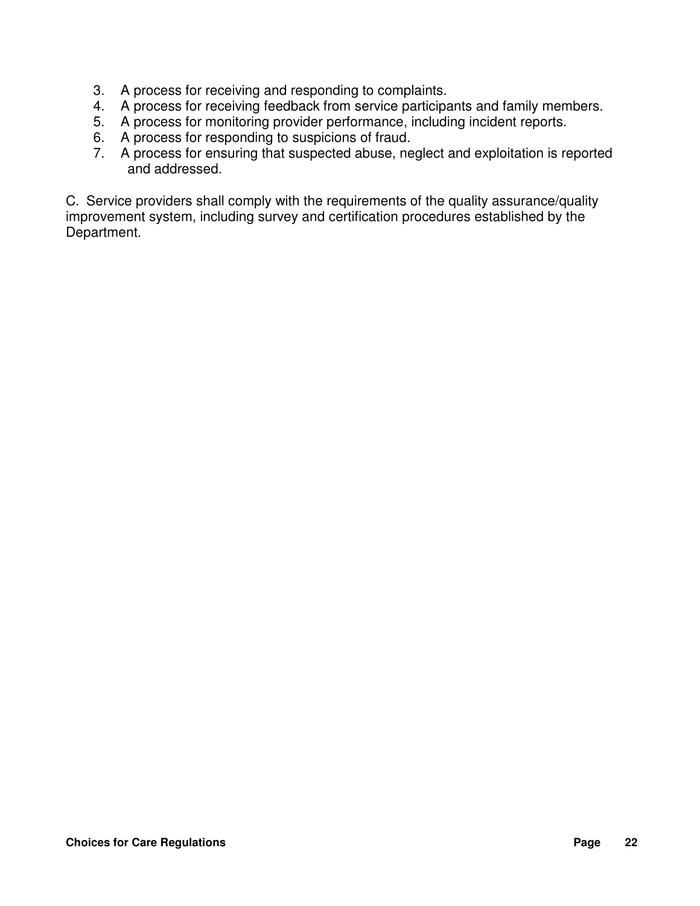3. A process for receiving and responding to complaints.
4. A process for receiving feedback from service participants and family members.
5. A process for monitoring provider performance, including incident reports.
6. A process for responding to suspicions of fraud.
7. A process for ensuring that suspected abuse, neglect and exploitation is reported and addressed.

C. Service providers shall comply with the requirements of the quality assurance/quality improvement system, including survey and certification procedures established by the Department.